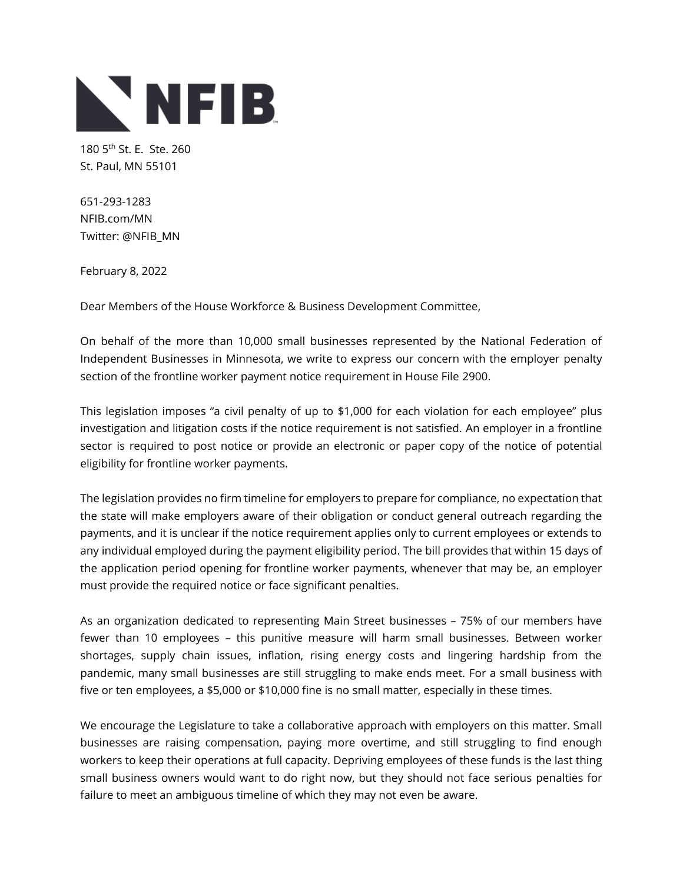NFIB

180 5th St. E. Ste. 260
St. Paul, MN 55101

651-293-1283
NFIB.com/MN
Twitter: @NFIB_MN

February 8, 2022

Dear Members of the House Workforce & Business Development Committee,

On behalf of the more than 10,000 small businesses represented by the National Federation of Independent Businesses in Minnesota, we write to express our concern with the employer penalty section of the frontline worker payment notice requirement in House File 2900.

This legislation imposes "a civil penalty of up to $1,000 for each violation for each employee" plus investigation and litigation costs if the notice requirement is not satisfied. An employer in a frontline sector is required to post notice or provide an electronic or paper copy of the notice of potential eligibility for frontline worker payments.

The legislation provides no firm timeline for employers to prepare for compliance, no expectation that the state will make employers aware of their obligation or conduct general outreach regarding the payments, and it is unclear if the notice requirement applies only to current employees or extends to any individual employed during the payment eligibility period. The bill provides that within 15 days of the application period opening for frontline worker payments, whenever that may be, an employer must provide the required notice or face significant penalties.

As an organization dedicated to representing Main Street businesses – 75% of our members have fewer than 10 employees – this punitive measure will harm small businesses. Between worker shortages, supply chain issues, inflation, rising energy costs and lingering hardship from the pandemic, many small businesses are still struggling to make ends meet. For a small business with five or ten employees, a $5,000 or $10,000 fine is no small matter, especially in these times.

We encourage the Legislature to take a collaborative approach with employers on this matter. Small businesses are raising compensation, paying more overtime, and still struggling to find enough workers to keep their operations at full capacity. Depriving employees of these funds is the last thing small business owners would want to do right now, but they should not face serious penalties for failure to meet an ambiguous timeline of which they may not even be aware.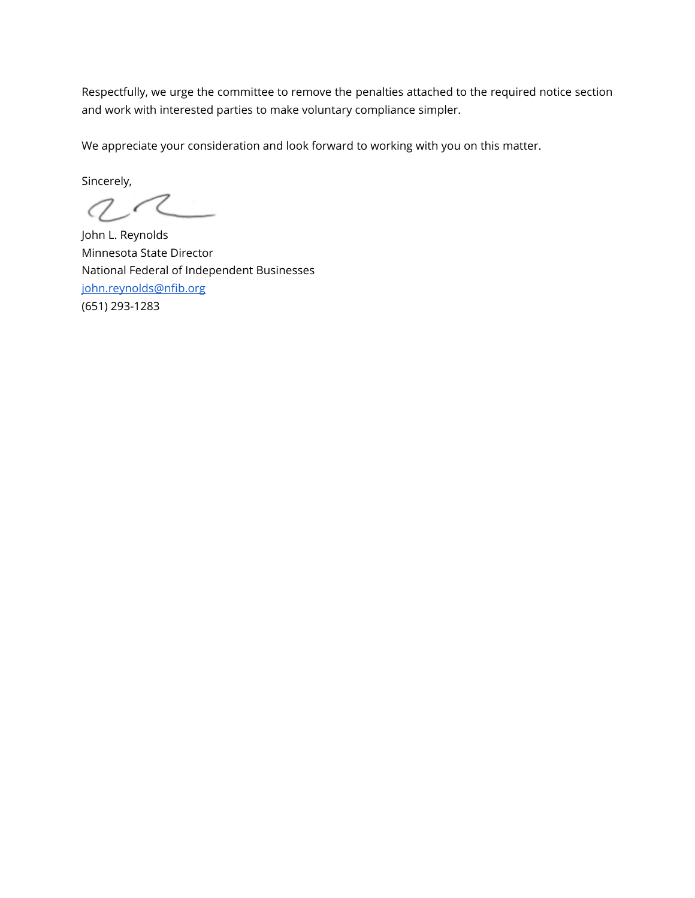Respectfully, we urge the committee to remove the penalties attached to the required notice section and work with interested parties to make voluntary compliance simpler.

We appreciate your consideration and look forward to working with you on this matter.

Sincerely,

John L. Reynolds
Minnesota State Director
National Federal of Independent Businesses
john.reynolds@nfib.org
(651) 293-1283